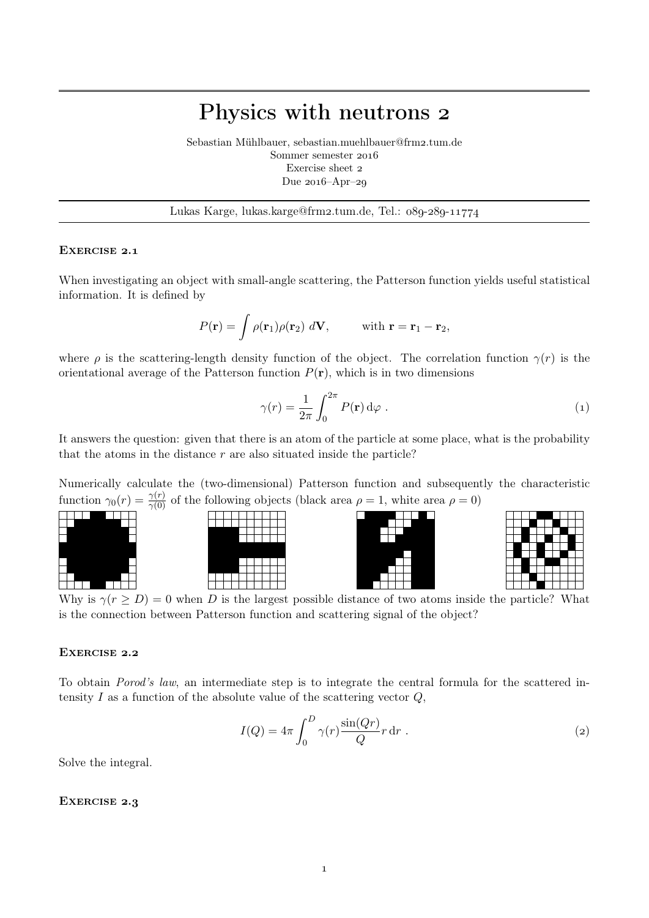# Physics with neutrons 2

Sebastian Mühlbauer, sebastian.muehlbauer@frm2.tum.de
Sommer semester 2016
Exercise sheet 2
Due 2016–Apr–29

---

Lukas Karge, lukas.karge@frm2.tum.de, Tel.: 089-289-11774

---

### Exercise 2.1

When investigating an object with small-angle scattering, the Patterson function yields useful statistical information. It is defined by

$$P(\mathbf{r}) = \int \rho(\mathbf{r}_1)\rho(\mathbf{r}_2)\ d\mathbf{V}, \qquad \text{with } \mathbf{r} = \mathbf{r}_1 - \mathbf{r}_2,$$

where $\rho$ is the scattering-length density function of the object. The correlation function $\gamma(r)$ is the orientational average of the Patterson function $P(\mathbf{r})$, which is in two dimensions

$$\gamma(r) = \frac{1}{2\pi} \int_0^{2\pi} P(\mathbf{r})\, \mathrm{d}\varphi\ . \tag{1}$$

It answers the question: given that there is an atom of the particle at some place, what is the probability that the atoms in the distance $r$ are also situated inside the particle?

Numerically calculate the (two-dimensional) Patterson function and subsequently the characteristic function $\gamma_0(r) = \frac{\gamma(r)}{\gamma(0)}$ of the following objects (black area $\rho = 1$, white area $\rho = 0$)

Why is $\gamma(r \geq D) = 0$ when $D$ is the largest possible distance of two atoms inside the particle? What is the connection between Patterson function and scattering signal of the object?

### Exercise 2.2

To obtain *Porod's law*, an intermediate step is to integrate the central formula for the scattered intensity $I$ as a function of the absolute value of the scattering vector $Q$,

$$I(Q) = 4\pi \int_0^D \gamma(r) \frac{\sin(Qr)}{Q} r\, \mathrm{d}r\ . \tag{2}$$

Solve the integral.

### Exercise 2.3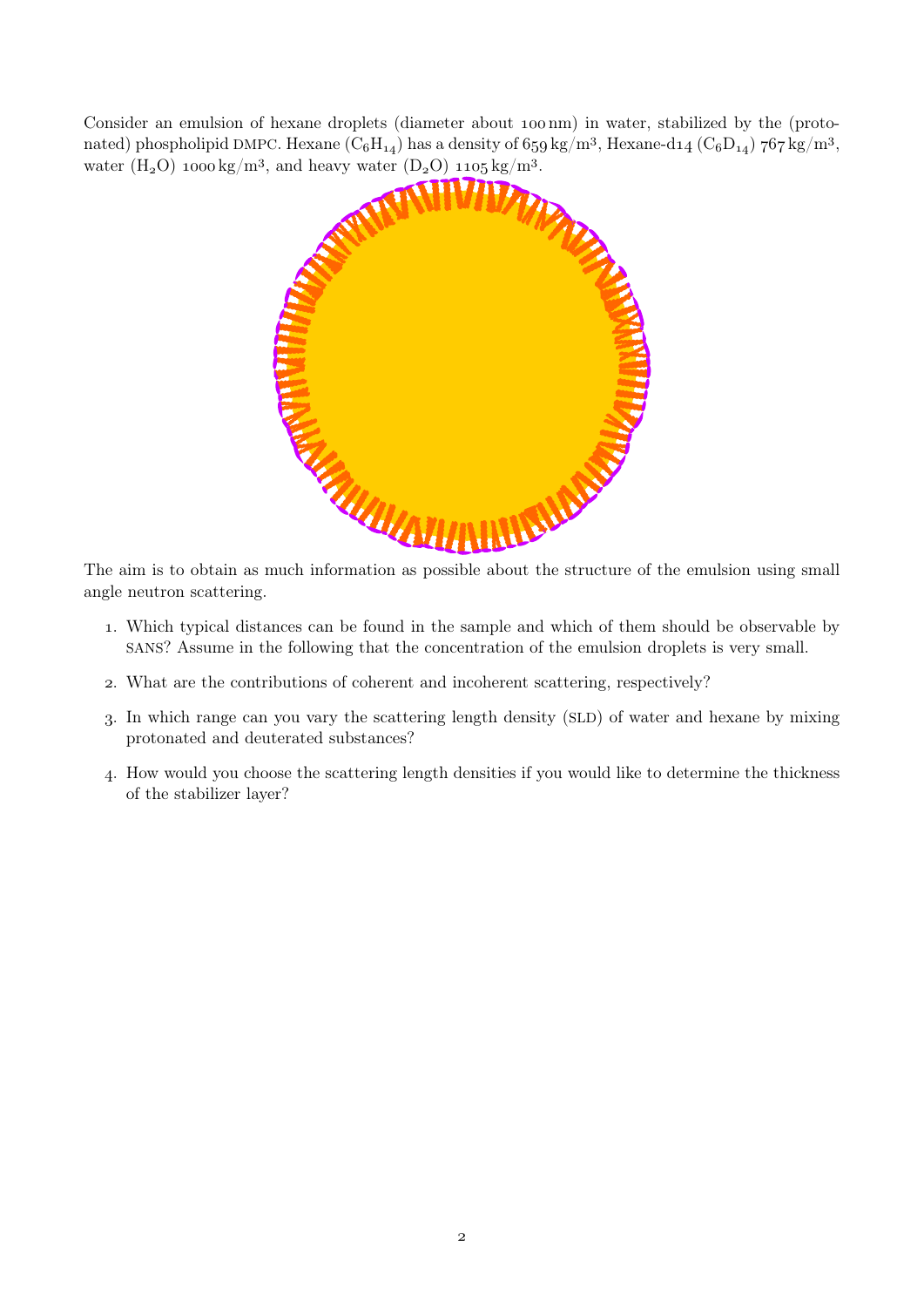Consider an emulsion of hexane droplets (diameter about 100 nm) in water, stabilized by the (protonated) phospholipid DMPC. Hexane ($C_6H_{14}$) has a density of 659 kg/m³, Hexane-d14 ($C_6D_{14}$) 767 kg/m³, water ($H_2O$) 1000 kg/m³, and heavy water ($D_2O$) 1105 kg/m³.

The aim is to obtain as much information as possible about the structure of the emulsion using small angle neutron scattering.

1. Which typical distances can be found in the sample and which of them should be observable by SANS? Assume in the following that the concentration of the emulsion droplets is very small.
2. What are the contributions of coherent and incoherent scattering, respectively?
3. In which range can you vary the scattering length density (SLD) of water and hexane by mixing protonated and deuterated substances?
4. How would you choose the scattering length densities if you would like to determine the thickness of the stabilizer layer?